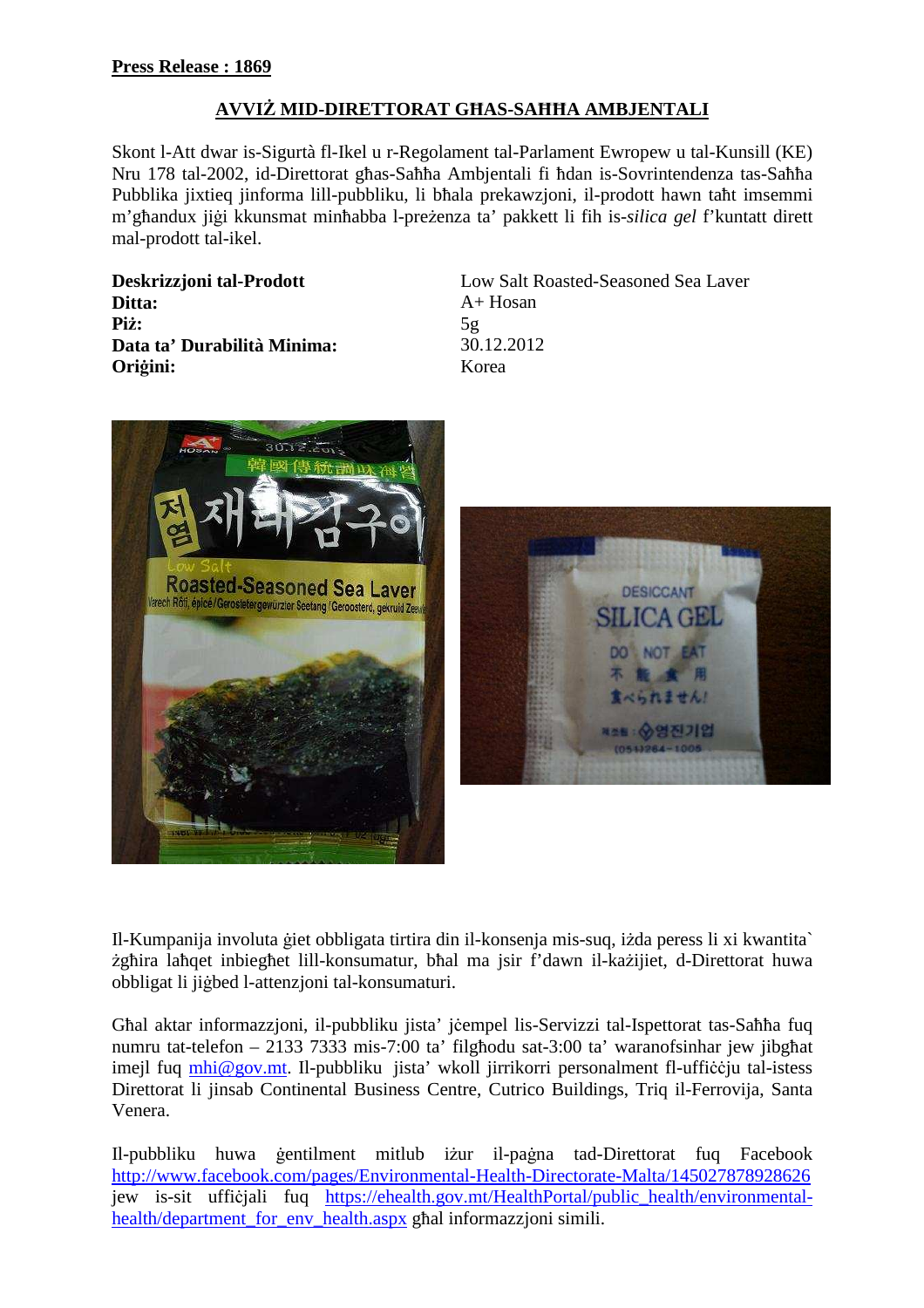**Press Release : 1869**

## AVVIŻ MID-DIRETTORAT GĦAS-SAĦĦA AMBJENTALI

Skont l-Att dwar is-Sigurtà fl-Ikel u r-Regolament tal-Parlament Ewropew u tal-Kunsill (KE) Nru 178 tal-2002, id-Direttorat għas-Saħħa Ambjentali fi ħdan is-Sovrintendenza tas-Saħħa Pubblika jixtieq jinforma lill-pubbliku, li bħala prekawzjoni, il-prodott hawn taħt imsemmi m'għandux jiġi kkunsmat minħabba l-preżenza ta' pakkett li fih is-*silica gel* f'kuntatt dirett mal-prodott tal-ikel.

| | |
|---|---|
| **Deskrizzjoni tal-Prodott** | Low Salt Roasted-Seasoned Sea Laver |
| **Ditta:** | A+ Hosan |
| **Piż:** | 5g |
| **Data ta' Durabilità Minima:** | 30.12.2012 |
| **Oriġini:** | Korea |

Il-Kumpanija involuta ġiet obbligata tirtira din il-konsenja mis-suq, iżda peress li xi kwantita` żgħira laħqet inbiegħet lill-konsumatur, bħal ma jsir f'dawn il-każijiet, d-Direttorat huwa obbligat li jiġbed l-attenzjoni tal-konsumaturi.

Għal aktar informazzjoni, il-pubbliku jista' jċempel lis-Servizzi tal-Ispettorat tas-Saħħa fuq numru tat-telefon – 2133 7333 mis-7:00 ta' filgħodu sat-3:00 ta' waranofsinhar jew jibgħat imejl fuq mhi@gov.mt. Il-pubbliku jista' wkoll jirrikorri personalment fl-uffiċċju tal-istess Direttorat li jinsab Continental Business Centre, Cutrico Buildings, Triq il-Ferrovija, Santa Venera.

Il-pubbliku huwa ġentilment mitlub iżur il-paġna tad-Direttorat fuq Facebook http://www.facebook.com/pages/Environmental-Health-Directorate-Malta/145027878928626 jew is-sit uffiċjali fuq https://ehealth.gov.mt/HealthPortal/public_health/environmental-health/department_for_env_health.aspx għal informazzjoni simili.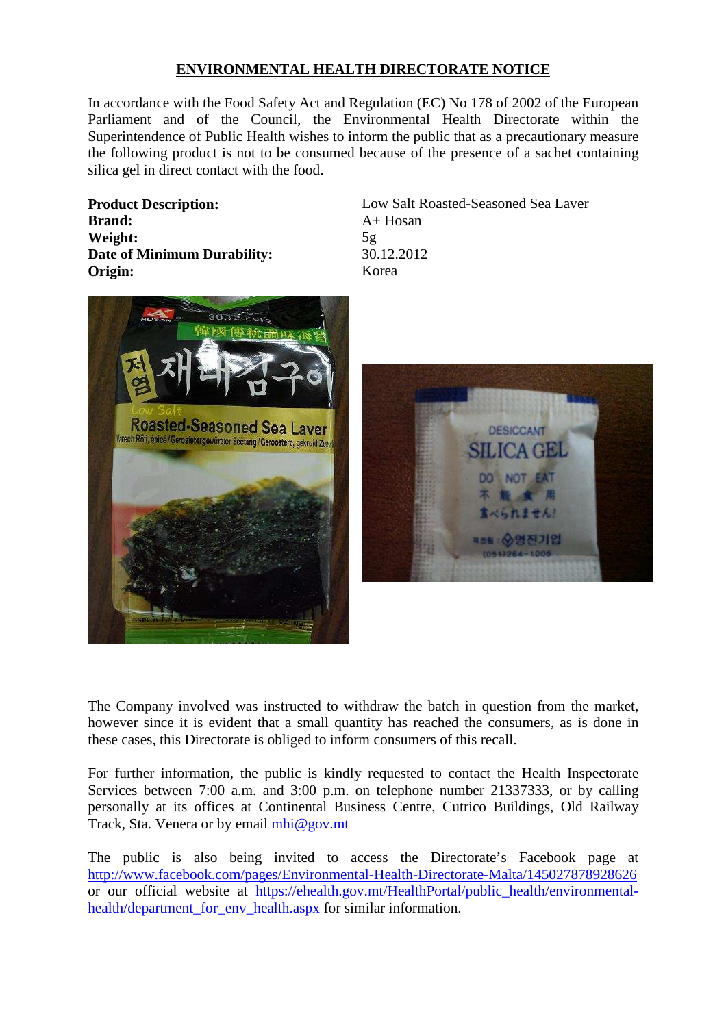## ENVIRONMENTAL HEALTH DIRECTORATE NOTICE

In accordance with the Food Safety Act and Regulation (EC) No 178 of 2002 of the European Parliament and of the Council, the Environmental Health Directorate within the Superintendence of Public Health wishes to inform the public that as a precautionary measure the following product is not to be consumed because of the presence of a sachet containing silica gel in direct contact with the food.

| | |
|---|---|
| **Product Description:** | Low Salt Roasted-Seasoned Sea Laver |
| **Brand:** | A+ Hosan |
| **Weight:** | 5g |
| **Date of Minimum Durability:** | 30.12.2012 |
| **Origin:** | Korea |

The Company involved was instructed to withdraw the batch in question from the market, however since it is evident that a small quantity has reached the consumers, as is done in these cases, this Directorate is obliged to inform consumers of this recall.

For further information, the public is kindly requested to contact the Health Inspectorate Services between 7:00 a.m. and 3:00 p.m. on telephone number 21337333, or by calling personally at its offices at Continental Business Centre, Cutrico Buildings, Old Railway Track, Sta. Venera or by email mhi@gov.mt

The public is also being invited to access the Directorate's Facebook page at http://www.facebook.com/pages/Environmental-Health-Directorate-Malta/145027878928626 or our official website at https://ehealth.gov.mt/HealthPortal/public_health/environmental-health/department_for_env_health.aspx for similar information.